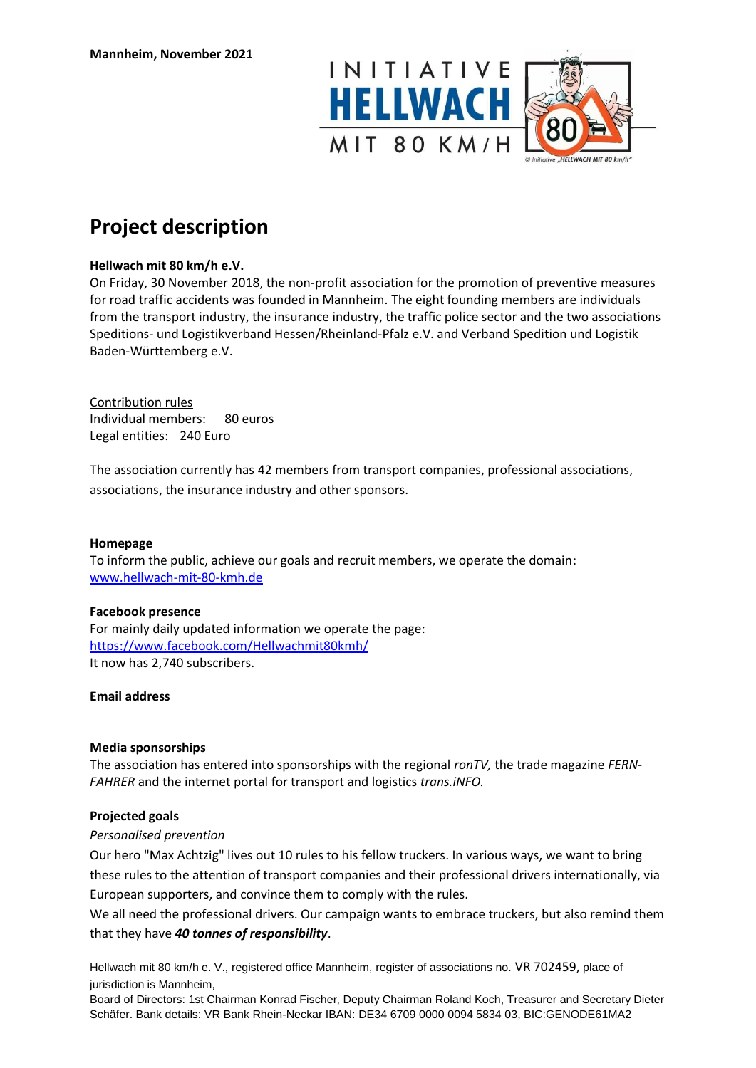**Mannheim, November 2021**

# Project description

**Hellwach mit 80 km/h e.V.**

On Friday, 30 November 2018, the non-profit association for the promotion of preventive measures for road traffic accidents was founded in Mannheim. The eight founding members are individuals from the transport industry, the insurance industry, the traffic police sector and the two associations Speditions- und Logistikverband Hessen/Rheinland-Pfalz e.V. and Verband Spedition und Logistik Baden-Württemberg e.V.

<u>Contribution rules</u>
Individual members: 80 euros
Legal entities: 240 Euro

The association currently has 42 members from transport companies, professional associations, associations, the insurance industry and other sponsors.

**Homepage**

To inform the public, achieve our goals and recruit members, we operate the domain:
www.hellwach-mit-80-kmh.de

**Facebook presence**

For mainly daily updated information we operate the page:
https://www.facebook.com/Hellwachmit80kmh/
It now has 2,740 subscribers.

**Email address**

**Media sponsorships**

The association has entered into sponsorships with the regional *ronTV,* the trade magazine *FERN-FAHRER* and the internet portal for transport and logistics *trans.iNFO.*

**Projected goals**

*Personalised prevention*

Our hero "Max Achtzig" lives out 10 rules to his fellow truckers. In various ways, we want to bring these rules to the attention of transport companies and their professional drivers internationally, via European supporters, and convince them to comply with the rules.
We all need the professional drivers. Our campaign wants to embrace truckers, but also remind them that they have ***40 tonnes of responsibility***.

Hellwach mit 80 km/h e. V., registered office Mannheim, register of associations no. VR 702459, place of jurisdiction is Mannheim,
Board of Directors: 1st Chairman Konrad Fischer, Deputy Chairman Roland Koch, Treasurer and Secretary Dieter Schäfer. Bank details: VR Bank Rhein-Neckar IBAN: DE34 6709 0000 0094 5834 03, BIC:GENODE61MA2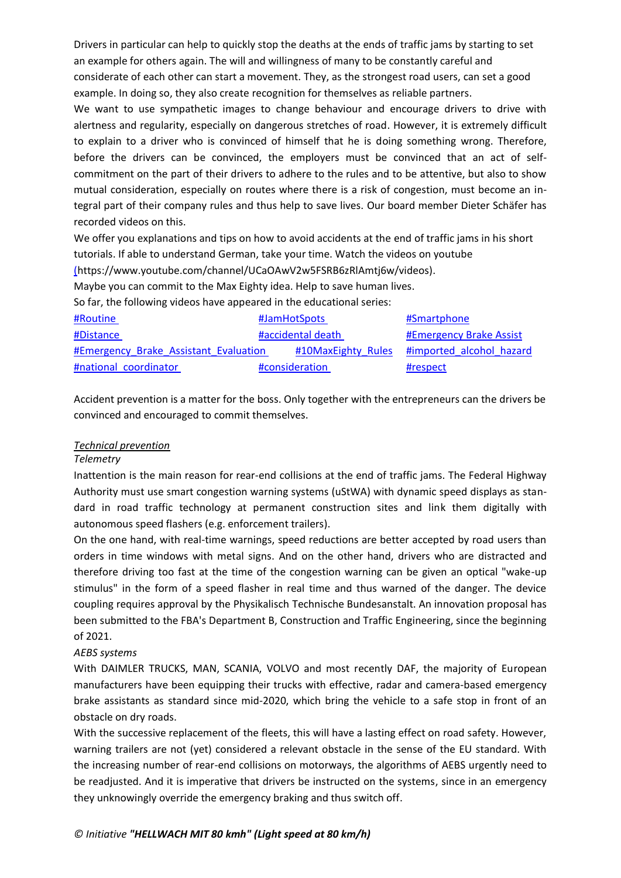Drivers in particular can help to quickly stop the deaths at the ends of traffic jams by starting to set an example for others again. The will and willingness of many to be constantly careful and considerate of each other can start a movement. They, as the strongest road users, can set a good example. In doing so, they also create recognition for themselves as reliable partners.

We want to use sympathetic images to change behaviour and encourage drivers to drive with alertness and regularity, especially on dangerous stretches of road. However, it is extremely difficult to explain to a driver who is convinced of himself that he is doing something wrong. Therefore, before the drivers can be convinced, the employers must be convinced that an act of self-commitment on the part of their drivers to adhere to the rules and to be attentive, but also to show mutual consideration, especially on routes where there is a risk of congestion, must become an integral part of their company rules and thus help to save lives. Our board member Dieter Schäfer has recorded videos on this.

We offer you explanations and tips on how to avoid accidents at the end of traffic jams in his short tutorials. If able to understand German, take your time. Watch the videos on youtube (https://www.youtube.com/channel/UCaOAwV2w5FSRB6zRlAmtj6w/videos).

Maybe you can commit to the Max Eighty idea. Help to save human lives.

So far, the following videos have appeared in the educational series:

| | | |
|---|---|---|
| #Routine | #JamHotSpots | #Smartphone |
| #Distance | #accidental death | #Emergency Brake Assist |
| #Emergency_Brake_Assistant_Evaluation | #10MaxEighty_Rules | #imported_alcohol_hazard |
| #national_coordinator | #consideration | #respect |

Accident prevention is a matter for the boss. Only together with the entrepreneurs can the drivers be convinced and encouraged to commit themselves.

## *Technical prevention*

### *Telemetry*

Inattention is the main reason for rear-end collisions at the end of traffic jams. The Federal Highway Authority must use smart congestion warning systems (uStWA) with dynamic speed displays as standard in road traffic technology at permanent construction sites and link them digitally with autonomous speed flashers (e.g. enforcement trailers).

On the one hand, with real-time warnings, speed reductions are better accepted by road users than orders in time windows with metal signs. And on the other hand, drivers who are distracted and therefore driving too fast at the time of the congestion warning can be given an optical "wake-up stimulus" in the form of a speed flasher in real time and thus warned of the danger. The device coupling requires approval by the Physikalisch Technische Bundesanstalt. An innovation proposal has been submitted to the FBA's Department B, Construction and Traffic Engineering, since the beginning of 2021.

### *AEBS systems*

With DAIMLER TRUCKS, MAN, SCANIA, VOLVO and most recently DAF, the majority of European manufacturers have been equipping their trucks with effective, radar and camera-based emergency brake assistants as standard since mid-2020, which bring the vehicle to a safe stop in front of an obstacle on dry roads.

With the successive replacement of the fleets, this will have a lasting effect on road safety. However, warning trailers are not (yet) considered a relevant obstacle in the sense of the EU standard. With the increasing number of rear-end collisions on motorways, the algorithms of AEBS urgently need to be readjusted. And it is imperative that drivers be instructed on the systems, since in an emergency they unknowingly override the emergency braking and thus switch off.

© Initiative ***"HELLWACH MIT 80 kmh" (Light speed at 80 km/h)***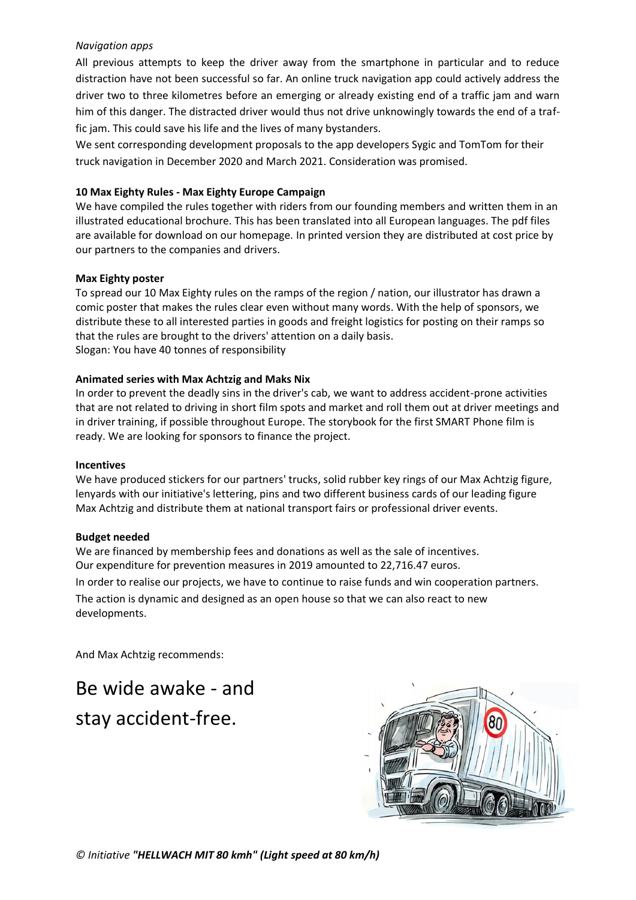*Navigation apps*

All previous attempts to keep the driver away from the smartphone in particular and to reduce distraction have not been successful so far. An online truck navigation app could actively address the driver two to three kilometres before an emerging or already existing end of a traffic jam and warn him of this danger. The distracted driver would thus not drive unknowingly towards the end of a traffic jam. This could save his life and the lives of many bystanders.

We sent corresponding development proposals to the app developers Sygic and TomTom for their truck navigation in December 2020 and March 2021. Consideration was promised.

**10 Max Eighty Rules - Max Eighty Europe Campaign**

We have compiled the rules together with riders from our founding members and written them in an illustrated educational brochure. This has been translated into all European languages. The pdf files are available for download on our homepage. In printed version they are distributed at cost price by our partners to the companies and drivers.

**Max Eighty poster**

To spread our 10 Max Eighty rules on the ramps of the region / nation, our illustrator has drawn a comic poster that makes the rules clear even without many words. With the help of sponsors, we distribute these to all interested parties in goods and freight logistics for posting on their ramps so that the rules are brought to the drivers' attention on a daily basis.

Slogan: You have 40 tonnes of responsibility

**Animated series with Max Achtzig and Maks Nix**

In order to prevent the deadly sins in the driver's cab, we want to address accident-prone activities that are not related to driving in short film spots and market and roll them out at driver meetings and in driver training, if possible throughout Europe. The storybook for the first SMART Phone film is ready. We are looking for sponsors to finance the project.

**Incentives**

We have produced stickers for our partners' trucks, solid rubber key rings of our Max Achtzig figure, lenyards with our initiative's lettering, pins and two different business cards of our leading figure Max Achtzig and distribute them at national transport fairs or professional driver events.

**Budget needed**

We are financed by membership fees and donations as well as the sale of incentives.
Our expenditure for prevention measures in 2019 amounted to 22,716.47 euros.

In order to realise our projects, we have to continue to raise funds and win cooperation partners.

The action is dynamic and designed as an open house so that we can also react to new developments.

And Max Achtzig recommends:

# Be wide awake - and stay accident-free.

© Initiative ***"HELLWACH MIT 80 kmh" (Light speed at 80 km/h)***